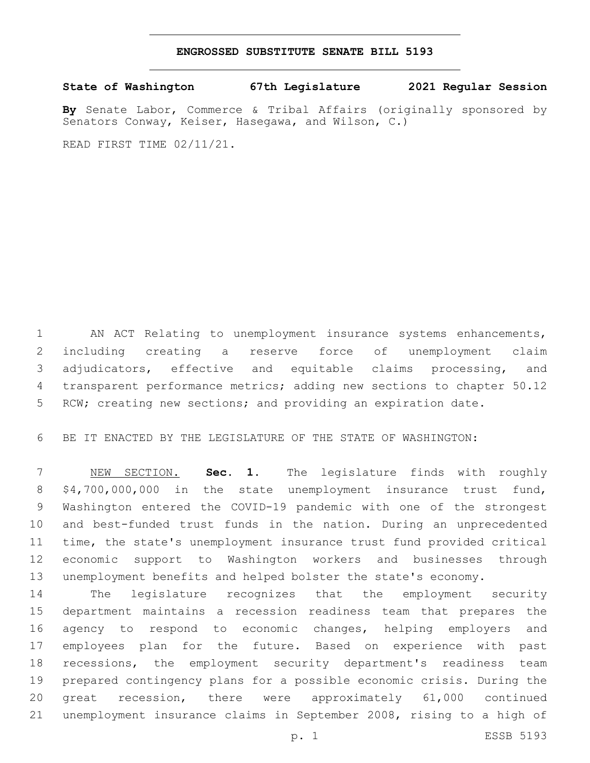# ENGROSSED SUBSTITUTE SENATE BILL 5193

**State of Washington 67th Legislature 2021 Regular Session**

**By** Senate Labor, Commerce & Tribal Affairs (originally sponsored by Senators Conway, Keiser, Hasegawa, and Wilson, C.)

READ FIRST TIME 02/11/21.

AN ACT Relating to unemployment insurance systems enhancements, including creating a reserve force of unemployment claim adjudicators, effective and equitable claims processing, and transparent performance metrics; adding new sections to chapter 50.12 RCW; creating new sections; and providing an expiration date.

BE IT ENACTED BY THE LEGISLATURE OF THE STATE OF WASHINGTON:

NEW SECTION. **Sec. 1.** The legislature finds with roughly $4,700,000,000 in the state unemployment insurance trust fund, Washington entered the COVID-19 pandemic with one of the strongest and best-funded trust funds in the nation. During an unprecedented time, the state's unemployment insurance trust fund provided critical economic support to Washington workers and businesses through unemployment benefits and helped bolster the state's economy.

The legislature recognizes that the employment security department maintains a recession readiness team that prepares the agency to respond to economic changes, helping employers and employees plan for the future. Based on experience with past recessions, the employment security department's readiness team prepared contingency plans for a possible economic crisis. During the great recession, there were approximately 61,000 continued unemployment insurance claims in September 2008, rising to a high of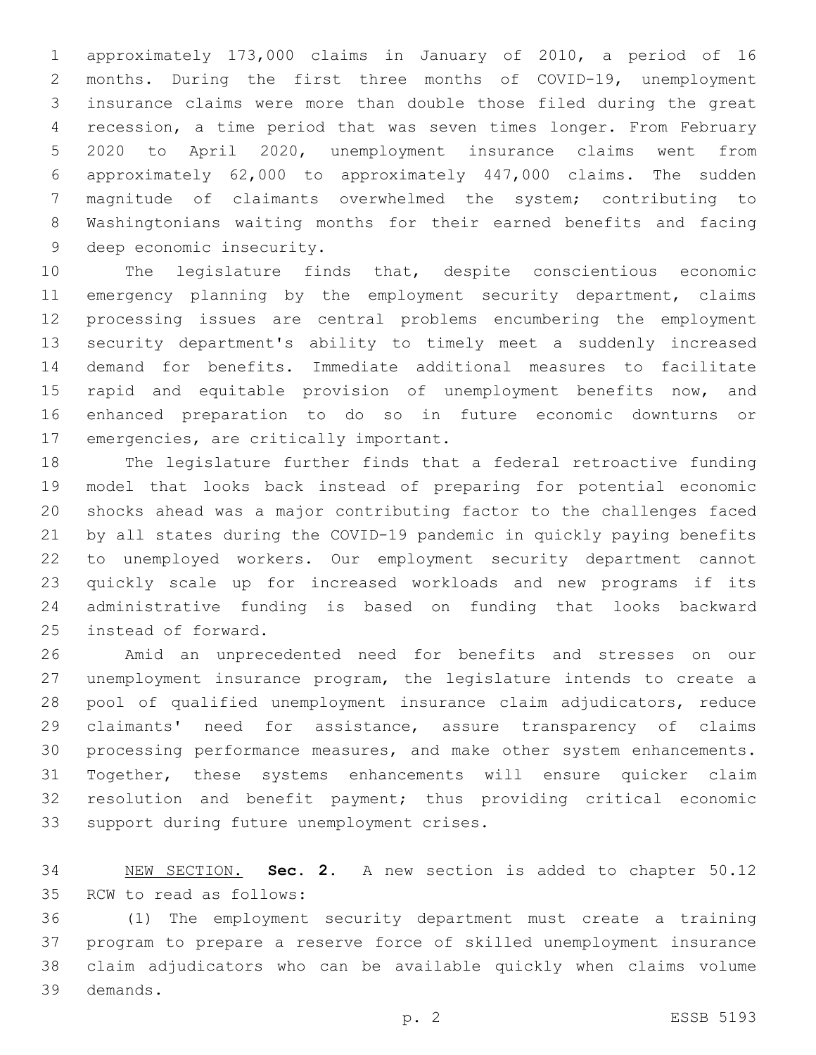approximately 173,000 claims in January of 2010, a period of 16 months. During the first three months of COVID-19, unemployment insurance claims were more than double those filed during the great recession, a time period that was seven times longer. From February 2020 to April 2020, unemployment insurance claims went from approximately 62,000 to approximately 447,000 claims. The sudden magnitude of claimants overwhelmed the system; contributing to Washingtonians waiting months for their earned benefits and facing deep economic insecurity.

The legislature finds that, despite conscientious economic emergency planning by the employment security department, claims processing issues are central problems encumbering the employment security department's ability to timely meet a suddenly increased demand for benefits. Immediate additional measures to facilitate rapid and equitable provision of unemployment benefits now, and enhanced preparation to do so in future economic downturns or emergencies, are critically important.

The legislature further finds that a federal retroactive funding model that looks back instead of preparing for potential economic shocks ahead was a major contributing factor to the challenges faced by all states during the COVID-19 pandemic in quickly paying benefits to unemployed workers. Our employment security department cannot quickly scale up for increased workloads and new programs if its administrative funding is based on funding that looks backward instead of forward.

Amid an unprecedented need for benefits and stresses on our unemployment insurance program, the legislature intends to create a pool of qualified unemployment insurance claim adjudicators, reduce claimants' need for assistance, assure transparency of claims processing performance measures, and make other system enhancements. Together, these systems enhancements will ensure quicker claim resolution and benefit payment; thus providing critical economic support during future unemployment crises.

NEW SECTION. **Sec. 2.** A new section is added to chapter 50.12 RCW to read as follows:

(1) The employment security department must create a training program to prepare a reserve force of skilled unemployment insurance claim adjudicators who can be available quickly when claims volume demands.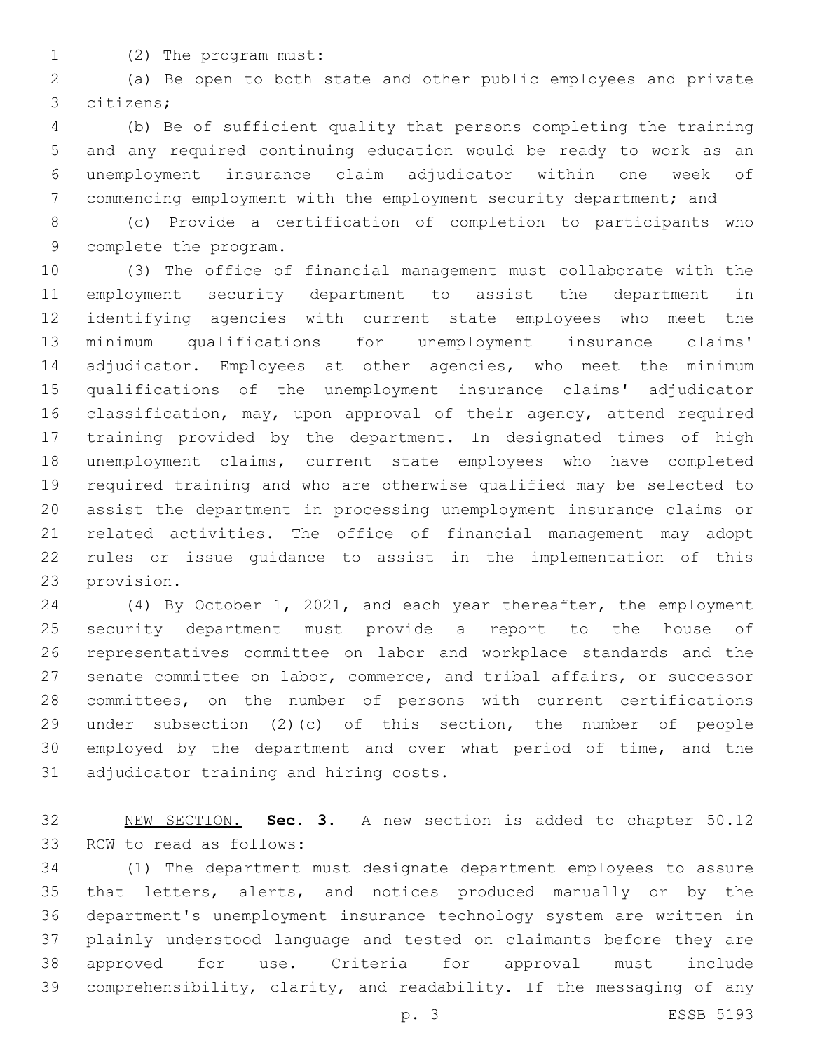(2) The program must:

(a) Be open to both state and other public employees and private citizens;

(b) Be of sufficient quality that persons completing the training and any required continuing education would be ready to work as an unemployment insurance claim adjudicator within one week of commencing employment with the employment security department; and

(c) Provide a certification of completion to participants who complete the program.

(3) The office of financial management must collaborate with the employment security department to assist the department in identifying agencies with current state employees who meet the minimum qualifications for unemployment insurance claims' adjudicator. Employees at other agencies, who meet the minimum qualifications of the unemployment insurance claims' adjudicator classification, may, upon approval of their agency, attend required training provided by the department. In designated times of high unemployment claims, current state employees who have completed required training and who are otherwise qualified may be selected to assist the department in processing unemployment insurance claims or related activities. The office of financial management may adopt rules or issue guidance to assist in the implementation of this provision.

(4) By October 1, 2021, and each year thereafter, the employment security department must provide a report to the house of representatives committee on labor and workplace standards and the senate committee on labor, commerce, and tribal affairs, or successor committees, on the number of persons with current certifications under subsection (2)(c) of this section, the number of people employed by the department and over what period of time, and the adjudicator training and hiring costs.

NEW SECTION. **Sec. 3.** A new section is added to chapter 50.12 RCW to read as follows:

(1) The department must designate department employees to assure that letters, alerts, and notices produced manually or by the department's unemployment insurance technology system are written in plainly understood language and tested on claimants before they are approved for use. Criteria for approval must include comprehensibility, clarity, and readability. If the messaging of any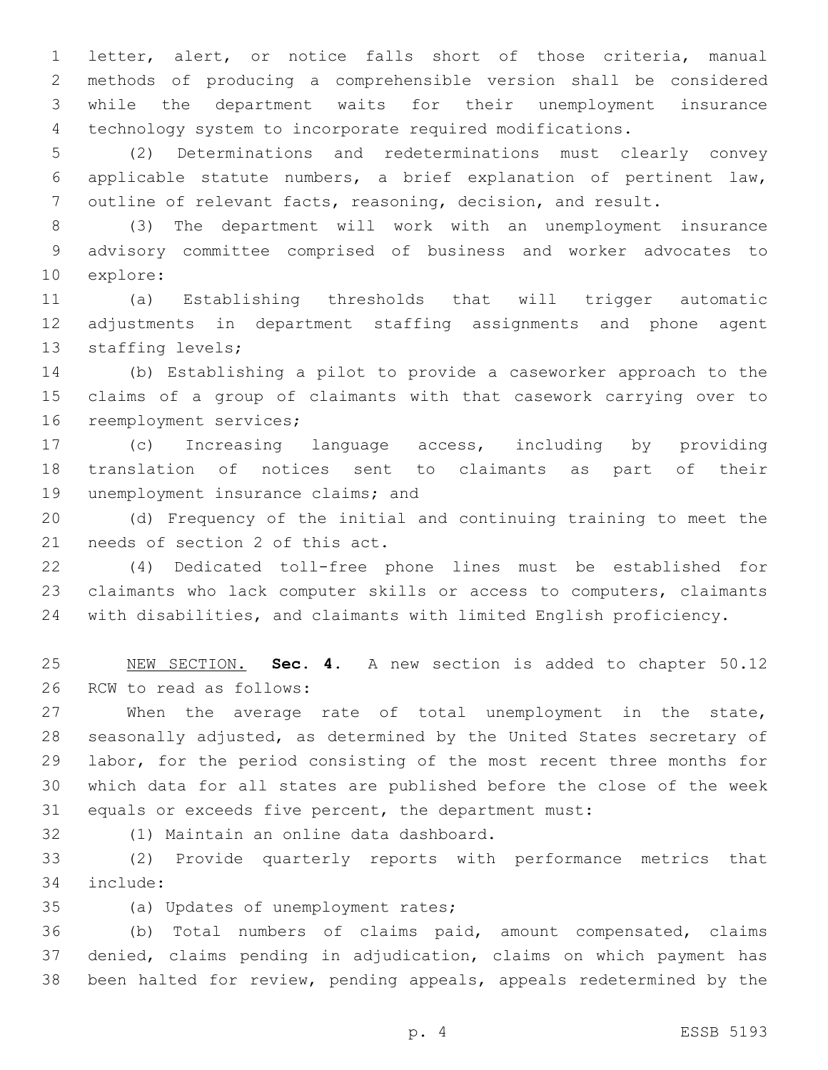letter, alert, or notice falls short of those criteria, manual methods of producing a comprehensible version shall be considered while the department waits for their unemployment insurance technology system to incorporate required modifications.

(2) Determinations and redeterminations must clearly convey applicable statute numbers, a brief explanation of pertinent law, outline of relevant facts, reasoning, decision, and result.

(3) The department will work with an unemployment insurance advisory committee comprised of business and worker advocates to explore:

(a) Establishing thresholds that will trigger automatic adjustments in department staffing assignments and phone agent staffing levels;

(b) Establishing a pilot to provide a caseworker approach to the claims of a group of claimants with that casework carrying over to reemployment services;

(c) Increasing language access, including by providing translation of notices sent to claimants as part of their unemployment insurance claims; and

(d) Frequency of the initial and continuing training to meet the needs of section 2 of this act.

(4) Dedicated toll-free phone lines must be established for claimants who lack computer skills or access to computers, claimants with disabilities, and claimants with limited English proficiency.

NEW SECTION. **Sec. 4.** A new section is added to chapter 50.12 RCW to read as follows:

When the average rate of total unemployment in the state, seasonally adjusted, as determined by the United States secretary of labor, for the period consisting of the most recent three months for which data for all states are published before the close of the week equals or exceeds five percent, the department must:

(1) Maintain an online data dashboard.

(2) Provide quarterly reports with performance metrics that include:

(a) Updates of unemployment rates;

(b) Total numbers of claims paid, amount compensated, claims denied, claims pending in adjudication, claims on which payment has been halted for review, pending appeals, appeals redetermined by the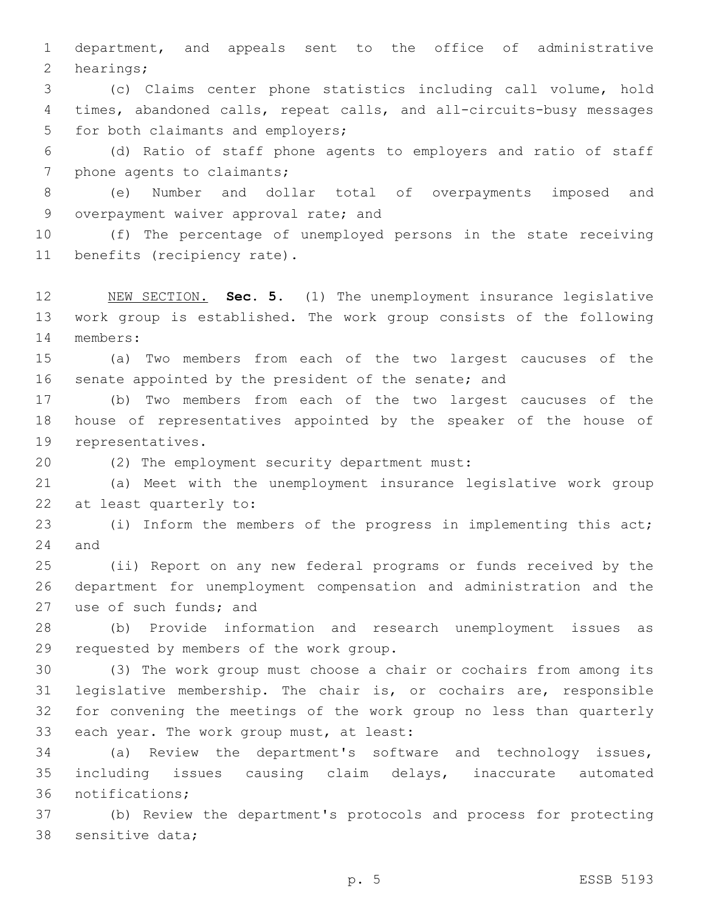department, and appeals sent to the office of administrative hearings;

(c) Claims center phone statistics including call volume, hold times, abandoned calls, repeat calls, and all-circuits-busy messages for both claimants and employers;

(d) Ratio of staff phone agents to employers and ratio of staff phone agents to claimants;

(e) Number and dollar total of overpayments imposed and overpayment waiver approval rate; and

(f) The percentage of unemployed persons in the state receiving benefits (recipiency rate).

NEW SECTION. **Sec. 5.** (1) The unemployment insurance legislative work group is established. The work group consists of the following members:

(a) Two members from each of the two largest caucuses of the senate appointed by the president of the senate; and

(b) Two members from each of the two largest caucuses of the house of representatives appointed by the speaker of the house of representatives.

(2) The employment security department must:

(a) Meet with the unemployment insurance legislative work group at least quarterly to:

(i) Inform the members of the progress in implementing this act; and

(ii) Report on any new federal programs or funds received by the department for unemployment compensation and administration and the use of such funds; and

(b) Provide information and research unemployment issues as requested by members of the work group.

(3) The work group must choose a chair or cochairs from among its legislative membership. The chair is, or cochairs are, responsible for convening the meetings of the work group no less than quarterly each year. The work group must, at least:

(a) Review the department's software and technology issues, including issues causing claim delays, inaccurate automated notifications;

(b) Review the department's protocols and process for protecting sensitive data;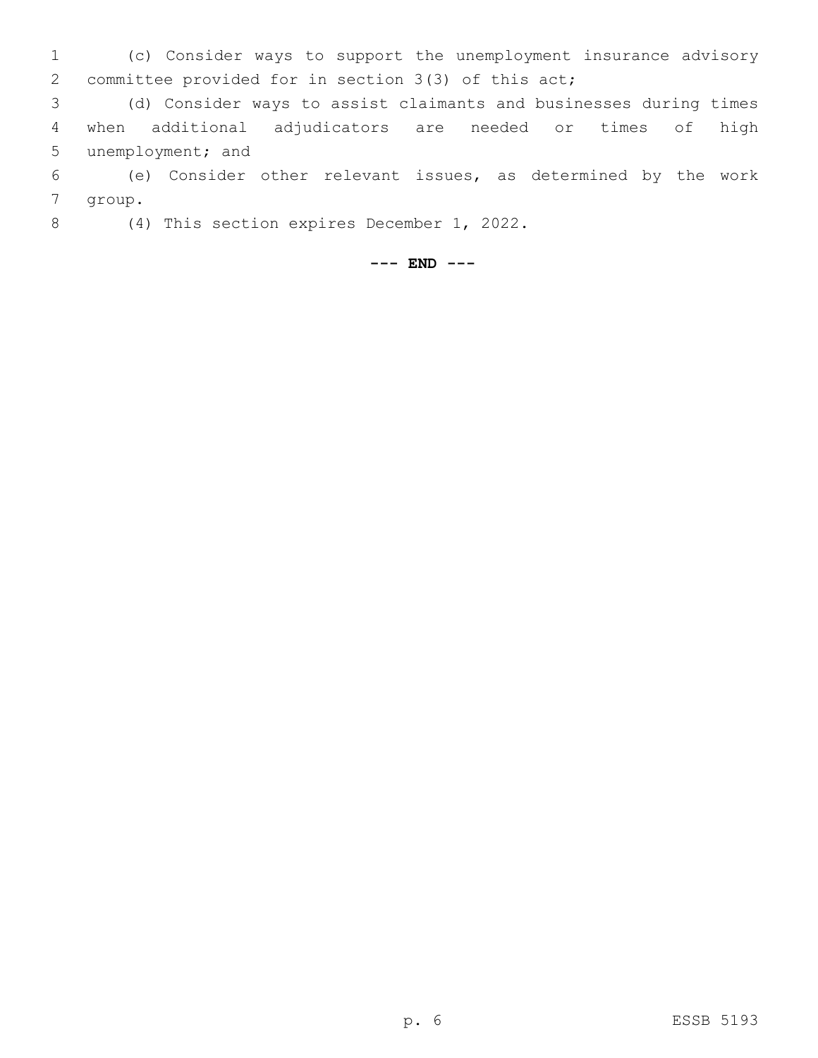(c) Consider ways to support the unemployment insurance advisory committee provided for in section 3(3) of this act;

(d) Consider ways to assist claimants and businesses during times when additional adjudicators are needed or times of high unemployment; and

(e) Consider other relevant issues, as determined by the work group.

(4) This section expires December 1, 2022.

**--- END ---**